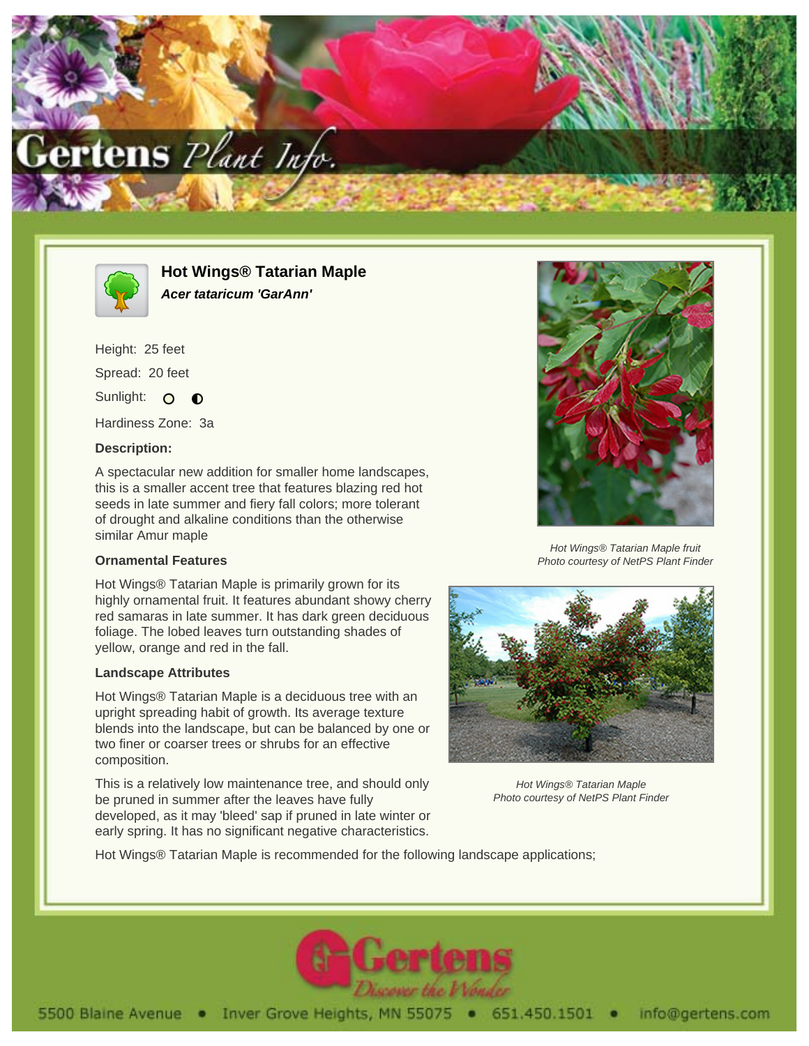# Hot Wings® Tatarian Maple

***Acer tataricum 'GarAnn'***

Height: 25 feet

Spread: 20 feet

Sunlight:

Hardiness Zone: 3a

### Description:

A spectacular new addition for smaller home landscapes, this is a smaller accent tree that features blazing red hot seeds in late summer and fiery fall colors; more tolerant of drought and alkaline conditions than the otherwise similar Amur maple

### Ornamental Features

Hot Wings® Tatarian Maple is primarily grown for its highly ornamental fruit. It features abundant showy cherry red samaras in late summer. It has dark green deciduous foliage. The lobed leaves turn outstanding shades of yellow, orange and red in the fall.

*Hot Wings® Tatarian Maple fruit*
*Photo courtesy of NetPS Plant Finder*

### Landscape Attributes

Hot Wings® Tatarian Maple is a deciduous tree with an upright spreading habit of growth. Its average texture blends into the landscape, but can be balanced by one or two finer or coarser trees or shrubs for an effective composition.

This is a relatively low maintenance tree, and should only be pruned in summer after the leaves have fully developed, as it may 'bleed' sap if pruned in late winter or early spring. It has no significant negative characteristics.

*Hot Wings® Tatarian Maple*
*Photo courtesy of NetPS Plant Finder*

Hot Wings® Tatarian Maple is recommended for the following landscape applications;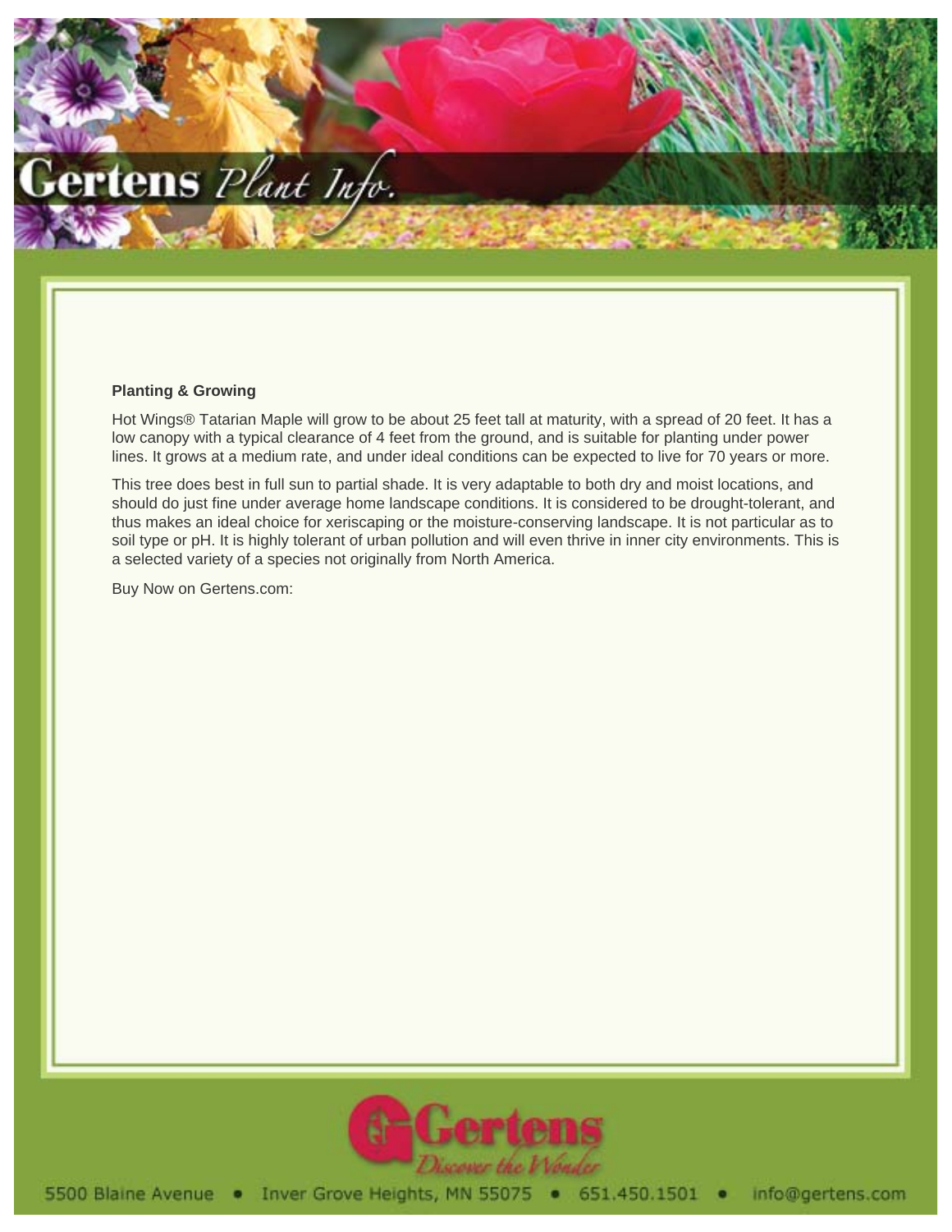### Planting & Growing

Hot Wings® Tatarian Maple will grow to be about 25 feet tall at maturity, with a spread of 20 feet. It has a low canopy with a typical clearance of 4 feet from the ground, and is suitable for planting under power lines. It grows at a medium rate, and under ideal conditions can be expected to live for 70 years or more.

This tree does best in full sun to partial shade. It is very adaptable to both dry and moist locations, and should do just fine under average home landscape conditions. It is considered to be drought-tolerant, and thus makes an ideal choice for xeriscaping or the moisture-conserving landscape. It is not particular as to soil type or pH. It is highly tolerant of urban pollution and will even thrive in inner city environments. This is a selected variety of a species not originally from North America.

Buy Now on Gertens.com:

5500 Blaine Avenue • Inver Grove Heights, MN 55075 • 651.450.1501 • info@gertens.com